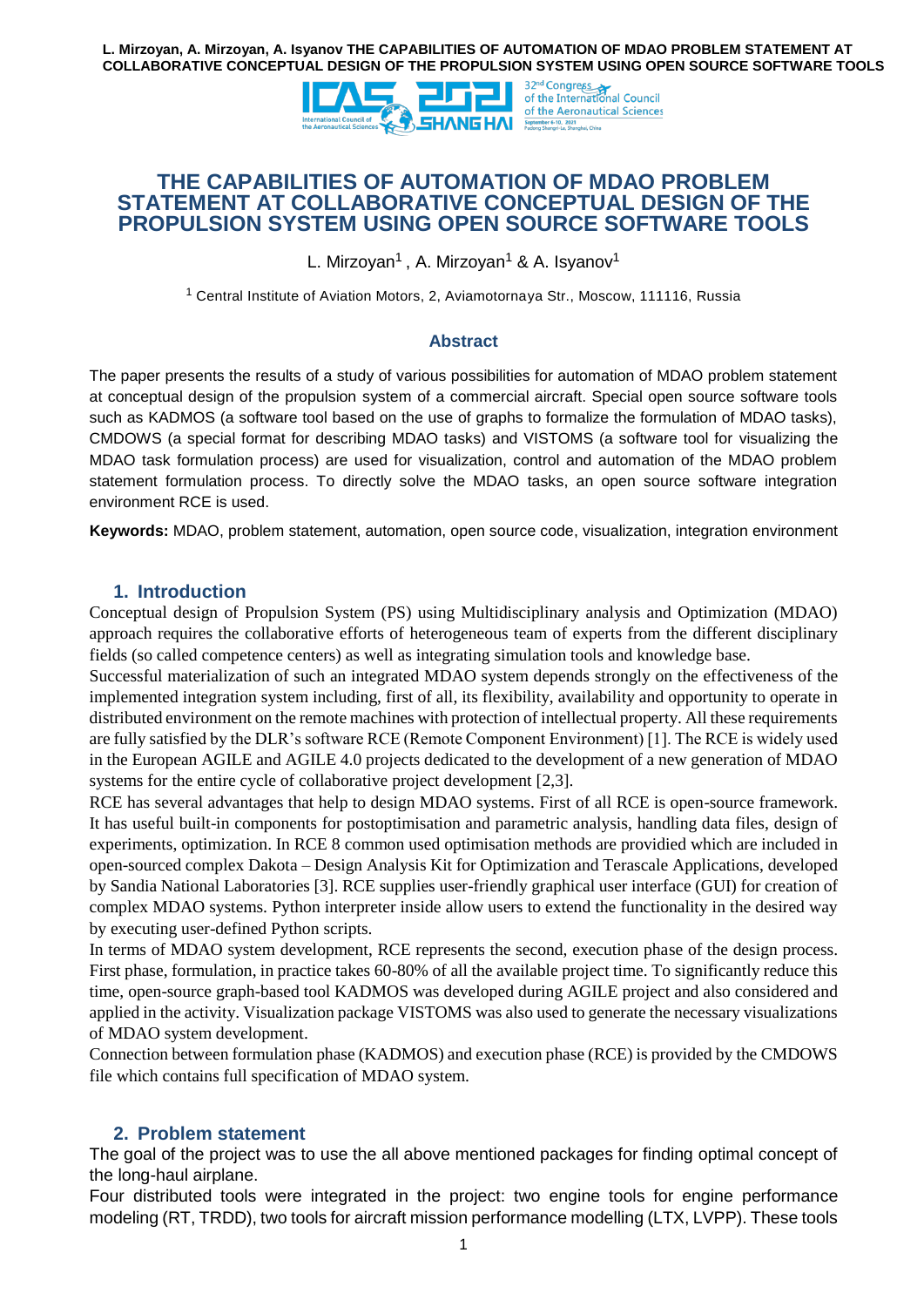# THE CAPABILITIES OF AUTOMATION OF MDAO PROBLEM STATEMENT AT COLLABORATIVE CONCEPTUAL DESIGN OF THE PROPULSION SYSTEM USING OPEN SOURCE SOFTWARE TOOLS

L. Mirzoyan[1] , A. Mirzoyan[1] & A. Isyanov[1]

[1] Central Institute of Aviation Motors, 2, Aviamotornaya Str., Moscow, 111116, Russia

## Abstract

The paper presents the results of a study of various possibilities for automation of MDAO problem statement at conceptual design of the propulsion system of a commercial aircraft. Special open source software tools such as KADMOS (a software tool based on the use of graphs to formalize the formulation of MDAO tasks), CMDOWS (a special format for describing MDAO tasks) and VISTOMS (a software tool for visualizing the MDAO task formulation process) are used for visualization, control and automation of the MDAO problem statement formulation process. To directly solve the MDAO tasks, an open source software integration environment RCE is used.

**Keywords:** MDAO, problem statement, automation, open source code, visualization, integration environment

## 1. Introduction

Conceptual design of Propulsion System (PS) using Multidisciplinary analysis and Optimization (MDAO) approach requires the collaborative efforts of heterogeneous team of experts from the different disciplinary fields (so called competence centers) as well as integrating simulation tools and knowledge base.

Successful materialization of such an integrated MDAO system depends strongly on the effectiveness of the implemented integration system including, first of all, its flexibility, availability and opportunity to operate in distributed environment on the remote machines with protection of intellectual property. All these requirements are fully satisfied by the DLR's software RCE (Remote Component Environment) [1]. The RCE is widely used in the European AGILE and AGILE 4.0 projects dedicated to the development of a new generation of MDAO systems for the entire cycle of collaborative project development [2,3].

RCE has several advantages that help to design MDAO systems. First of all RCE is open-source framework. It has useful built-in components for postoptimisation and parametric analysis, handling data files, design of experiments, optimization. In RCE 8 common used optimisation methods are providied which are included in open-sourced complex Dakota – Design Analysis Kit for Optimization and Terascale Applications, developed by Sandia National Laboratories [3]. RCE supplies user-friendly graphical user interface (GUI) for creation of complex MDAO systems. Python interpreter inside allow users to extend the functionality in the desired way by executing user-defined Python scripts.

In terms of MDAO system development, RCE represents the second, execution phase of the design process. First phase, formulation, in practice takes 60-80% of all the available project time. To significantly reduce this time, open-source graph-based tool KADMOS was developed during AGILE project and also considered and applied in the activity. Visualization package VISTOMS was also used to generate the necessary visualizations of MDAO system development.

Connection between formulation phase (KADMOS) and execution phase (RCE) is provided by the CMDOWS file which contains full specification of MDAO system.

## 2. Problem statement

The goal of the project was to use the all above mentioned packages for finding optimal concept of the long-haul airplane.

Four distributed tools were integrated in the project: two engine tools for engine performance modeling (RT, TRDD), two tools for aircraft mission performance modelling (LTX, LVPP). These tools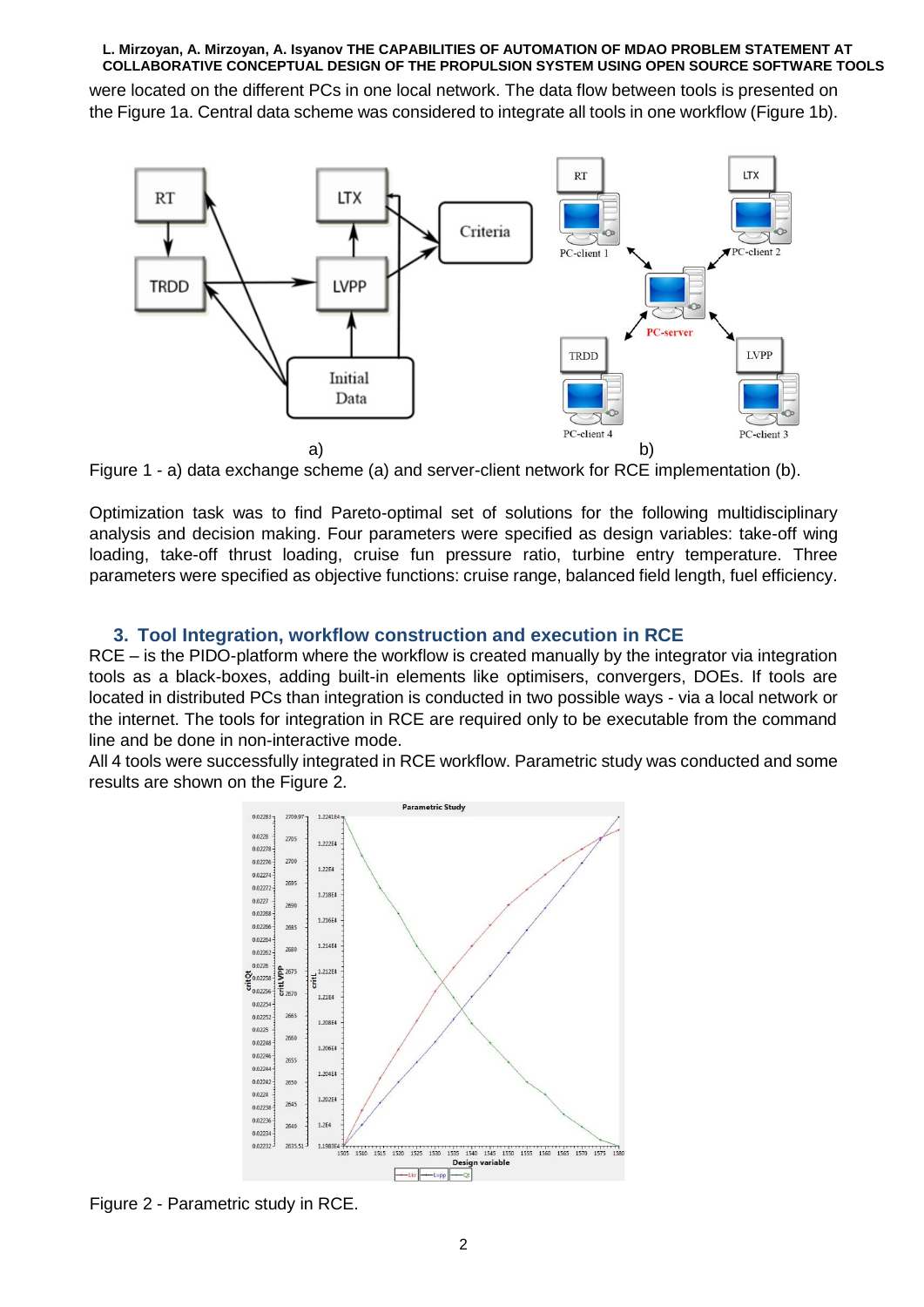were located on the different PCs in one local network. The data flow between tools is presented on the Figure 1a. Central data scheme was considered to integrate all tools in one workflow (Figure 1b).

Figure 1 - a) data exchange scheme (a) and server-client network for RCE implementation (b).

Optimization task was to find Pareto-optimal set of solutions for the following multidisciplinary analysis and decision making. Four parameters were specified as design variables: take-off wing loading, take-off thrust loading, cruise fun pressure ratio, turbine entry temperature. Three parameters were specified as objective functions: cruise range, balanced field length, fuel efficiency.

## 3. Tool Integration, workflow construction and execution in RCE

RCE – is the PIDO-platform where the workflow is created manually by the integrator via integration tools as a black-boxes, adding built-in elements like optimisers, convergers, DOEs. If tools are located in distributed PCs than integration is conducted in two possible ways - via a local network or the internet. The tools for integration in RCE are required only to be executable from the command line and be done in non-interactive mode.

All 4 tools were successfully integrated in RCE workflow. Parametric study was conducted and some results are shown on the Figure 2.

Figure 2 - Parametric study in RCE.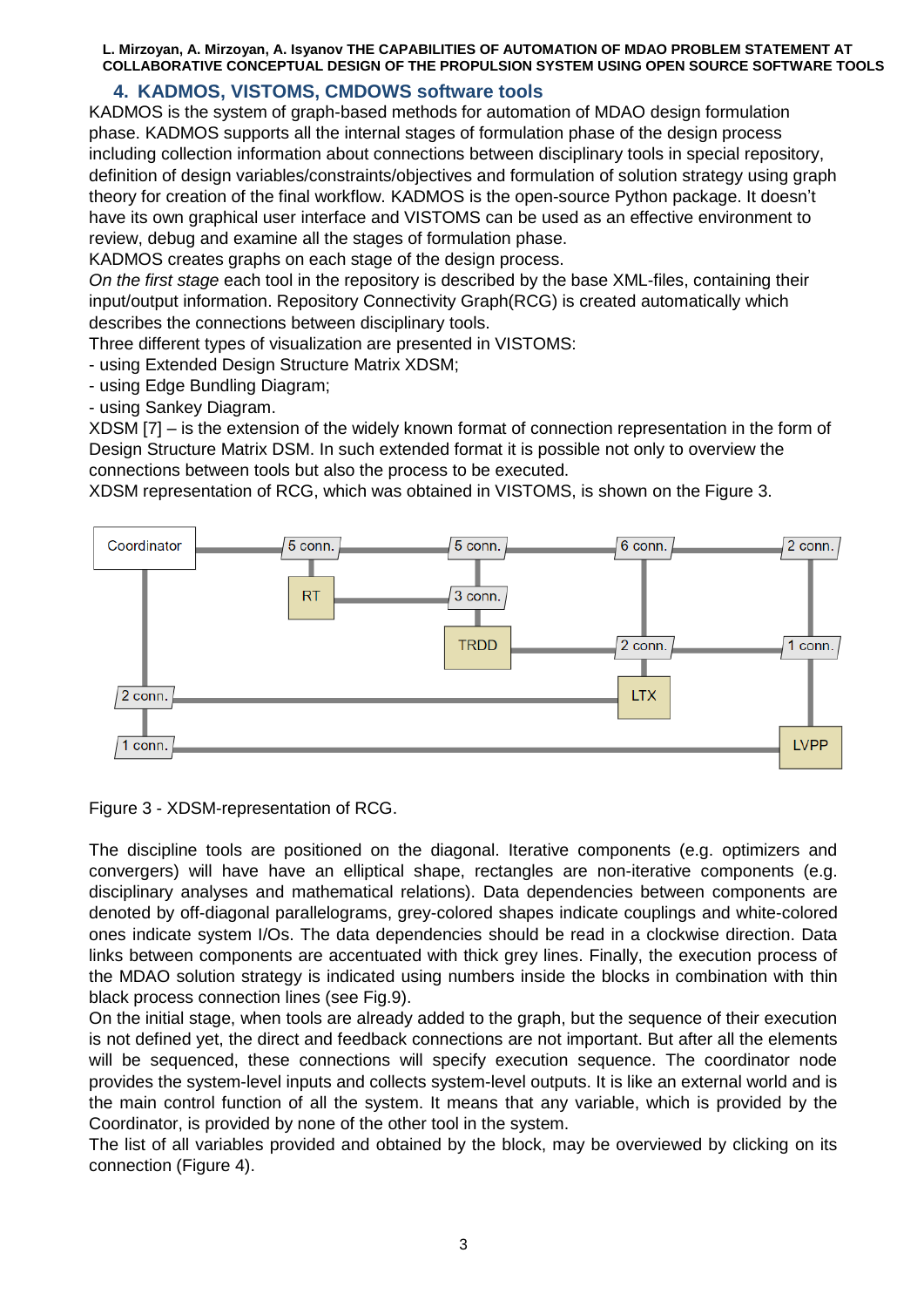## 4. KADMOS, VISTOMS, CMDOWS software tools

KADMOS is the system of graph-based methods for automation of MDAO design formulation phase. KADMOS supports all the internal stages of formulation phase of the design process including collection information about connections between disciplinary tools in special repository, definition of design variables/constraints/objectives and formulation of solution strategy using graph theory for creation of the final workflow. KADMOS is the open-source Python package. It doesn't have its own graphical user interface and VISTOMS can be used as an effective environment to review, debug and examine all the stages of formulation phase.

KADMOS creates graphs on each stage of the design process.

*On the first stage* each tool in the repository is described by the base XML-files, containing their input/output information. Repository Connectivity Graph(RCG) is created automatically which describes the connections between disciplinary tools.

Three different types of visualization are presented in VISTOMS:

- using Extended Design Structure Matrix XDSM;
- using Edge Bundling Diagram;
- using Sankey Diagram.

XDSM [7] – is the extension of the widely known format of connection representation in the form of Design Structure Matrix DSM. In such extended format it is possible not only to overview the connections between tools but also the process to be executed.

XDSM representation of RCG, which was obtained in VISTOMS, is shown on the Figure 3.

Coordinator | 5 conn. | 5 conn. | 6 conn. | 2 conn.
RT | 3 conn.
TRDD | 2 conn. | 1 conn.
2 conn. | LTX
1 conn. | LVPP

Figure 3 - XDSM-representation of RCG.

The discipline tools are positioned on the diagonal. Iterative components (e.g. optimizers and convergers) will have have an elliptical shape, rectangles are non-iterative components (e.g. disciplinary analyses and mathematical relations). Data dependencies between components are denoted by off-diagonal parallelograms, grey-colored shapes indicate couplings and white-colored ones indicate system I/Os. The data dependencies should be read in a clockwise direction. Data links between components are accentuated with thick grey lines. Finally, the execution process of the MDAO solution strategy is indicated using numbers inside the blocks in combination with thin black process connection lines (see Fig.9).

On the initial stage, when tools are already added to the graph, but the sequence of their execution is not defined yet, the direct and feedback connections are not important. But after all the elements will be sequenced, these connections will specify execution sequence. The coordinator node provides the system-level inputs and collects system-level outputs. It is like an external world and is the main control function of all the system. It means that any variable, which is provided by the Coordinator, is provided by none of the other tool in the system.

The list of all variables provided and obtained by the block, may be overviewed by clicking on its connection (Figure 4).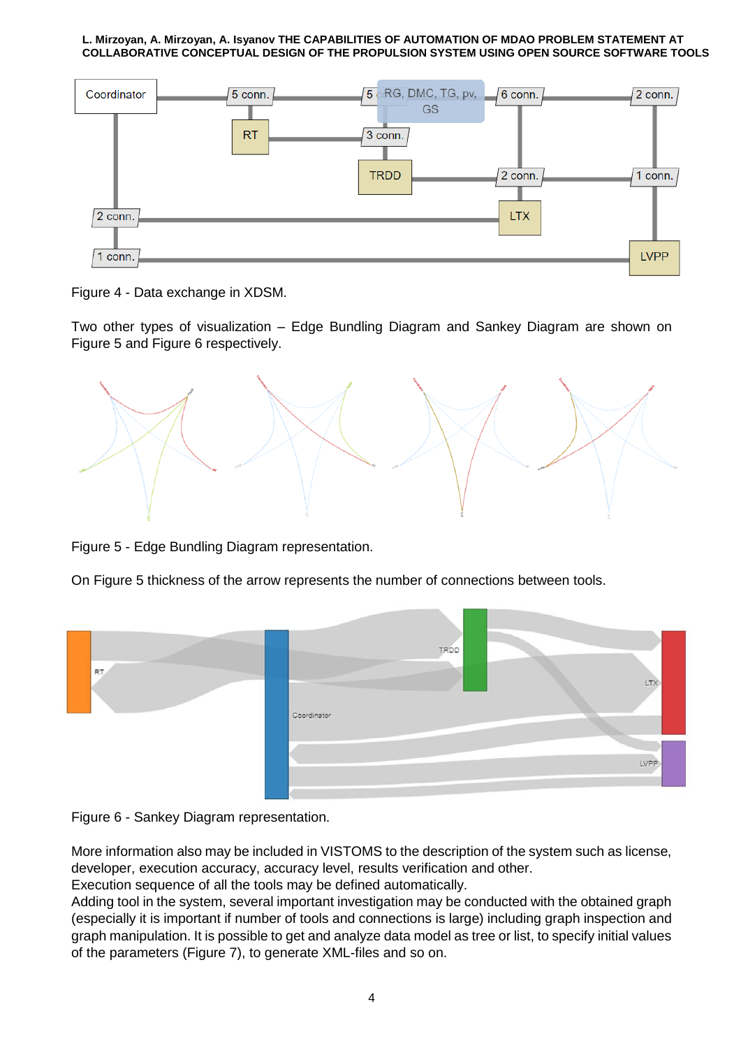Figure 4 - Data exchange in XDSM.

Two other types of visualization – Edge Bundling Diagram and Sankey Diagram are shown on Figure 5 and Figure 6 respectively.

Figure 5 - Edge Bundling Diagram representation.

On Figure 5 thickness of the arrow represents the number of connections between tools.

Figure 6 - Sankey Diagram representation.

More information also may be included in VISTOMS to the description of the system such as license, developer, execution accuracy, accuracy level, results verification and other.
Execution sequence of all the tools may be defined automatically.
Adding tool in the system, several important investigation may be conducted with the obtained graph (especially it is important if number of tools and connections is large) including graph inspection and graph manipulation. It is possible to get and analyze data model as tree or list, to specify initial values of the parameters (Figure 7), to generate XML-files and so on.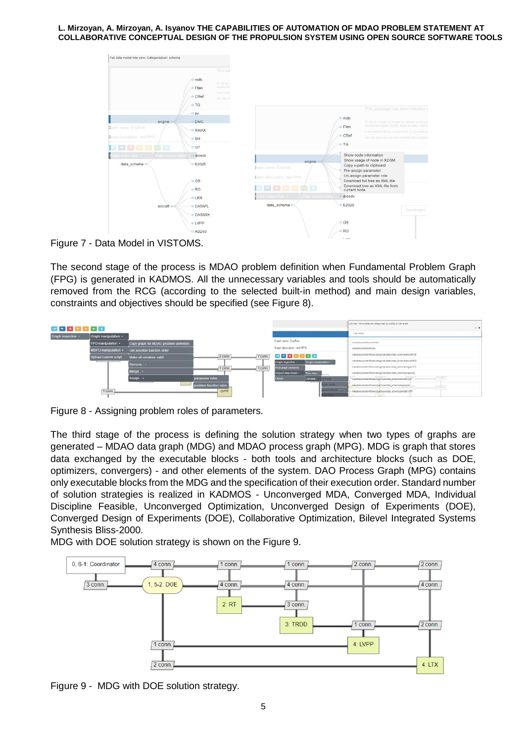Figure 7 - Data Model in VISTOMS.

The second stage of the process is MDAO problem definition when Fundamental Problem Graph (FPG) is generated in KADMOS. All the unnecessary variables and tools should be automatically removed from the RCG (according to the selected built-in method) and main design variables, constraints and objectives should be specified (see Figure 8).

Figure 8 - Assigning problem roles of parameters.

The third stage of the process is defining the solution strategy when two types of graphs are generated – MDAO data graph (MDG) and MDAO process graph (MPG). MDG is graph that stores data exchanged by the executable blocks - both tools and architecture blocks (such as DOE, optimizers, convergers) - and other elements of the system. DAO Process Graph (MPG) contains only executable blocks from the MDG and the specification of their execution order. Standard number of solution strategies is realized in KADMOS - Unconverged MDA, Converged MDA, Individual Discipline Feasible, Unconverged Optimization, Unconverged Design of Experiments (DOE), Converged Design of Experiments (DOE), Collaborative Optimization, Bilevel Integrated Systems Synthesis Bliss-2000.

MDG with DOE solution strategy is shown on the Figure 9.

Figure 9 - MDG with DOE solution strategy.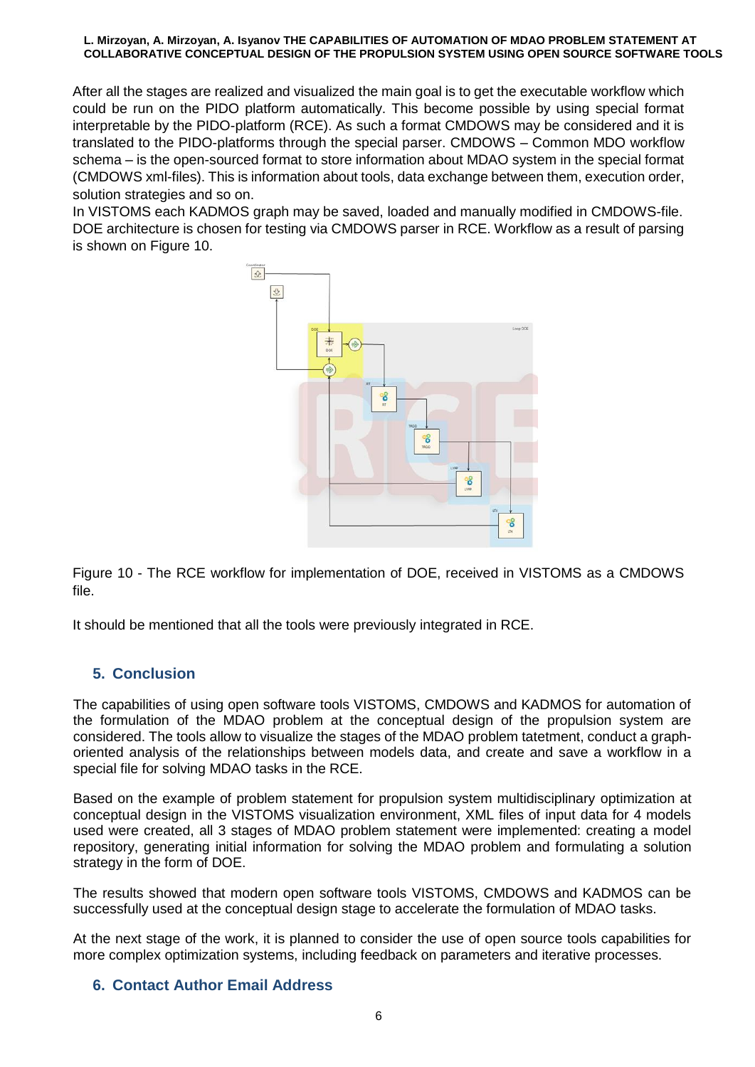After all the stages are realized and visualized the main goal is to get the executable workflow which could be run on the PIDO platform automatically. This become possible by using special format interpretable by the PIDO-platform (RCE). As such a format CMDOWS may be considered and it is translated to the PIDO-platforms through the special parser. CMDOWS – Common MDO workflow schema – is the open-sourced format to store information about MDAO system in the special format (CMDOWS xml-files). This is information about tools, data exchange between them, execution order, solution strategies and so on.
In VISTOMS each KADMOS graph may be saved, loaded and manually modified in CMDOWS-file. DOE architecture is chosen for testing via CMDOWS parser in RCE. Workflow as a result of parsing is shown on Figure 10.

Figure 10 - The RCE workflow for implementation of DOE, received in VISTOMS as a CMDOWS file.

It should be mentioned that all the tools were previously integrated in RCE.

## 5. Conclusion

The capabilities of using open software tools VISTOMS, CMDOWS and KADMOS for automation of the formulation of the MDAO problem at the conceptual design of the propulsion system are considered. The tools allow to visualize the stages of the MDAO problem tatetment, conduct a graph-oriented analysis of the relationships between models data, and create and save a workflow in a special file for solving MDAO tasks in the RCE.

Based on the example of problem statement for propulsion system multidisciplinary optimization at conceptual design in the VISTOMS visualization environment, XML files of input data for 4 models used were created, all 3 stages of MDAO problem statement were implemented: creating a model repository, generating initial information for solving the MDAO problem and formulating a solution strategy in the form of DOE.

The results showed that modern open software tools VISTOMS, CMDOWS and KADMOS can be successfully used at the conceptual design stage to accelerate the formulation of MDAO tasks.

At the next stage of the work, it is planned to consider the use of open source tools capabilities for more complex optimization systems, including feedback on parameters and iterative processes.

## 6. Contact Author Email Address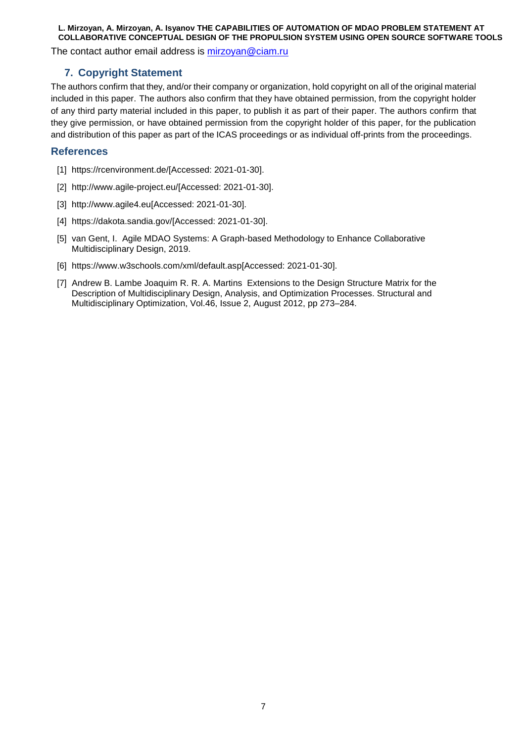The contact author email address is mirzoyan@ciam.ru

## 7. Copyright Statement

The authors confirm that they, and/or their company or organization, hold copyright on all of the original material included in this paper. The authors also confirm that they have obtained permission, from the copyright holder of any third party material included in this paper, to publish it as part of their paper. The authors confirm that they give permission, or have obtained permission from the copyright holder of this paper, for the publication and distribution of this paper as part of the ICAS proceedings or as individual off-prints from the proceedings.

## References

[1] https://rcenvironment.de/[Accessed: 2021-01-30].

[2] http://www.agile-project.eu/[Accessed: 2021-01-30].

[3] http://www.agile4.eu[Accessed: 2021-01-30].

[4] https://dakota.sandia.gov/[Accessed: 2021-01-30].

[5] van Gent, I. Agile MDAO Systems: A Graph-based Methodology to Enhance Collaborative Multidisciplinary Design, 2019.

[6] https://www.w3schools.com/xml/default.asp[Accessed: 2021-01-30].

[7] Andrew B. Lambe Joaquim R. R. A. Martins Extensions to the Design Structure Matrix for the Description of Multidisciplinary Design, Analysis, and Optimization Processes. Structural and Multidisciplinary Optimization, Vol.46, Issue 2, August 2012, pp 273–284.